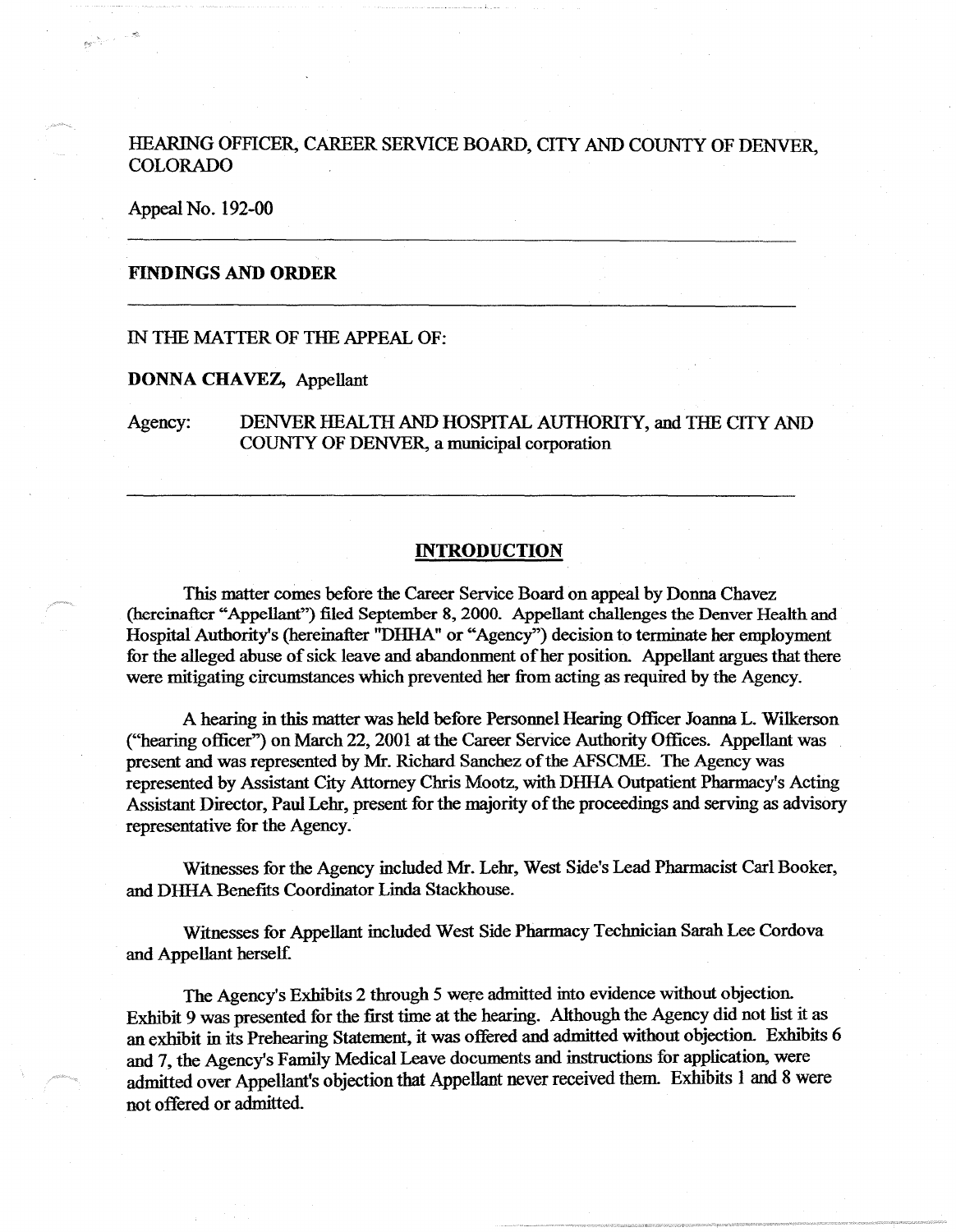HEARING OFFICER, CAREER SERVICE BOARD, CITY AND COUNTY OF DENVER, COLORADO

Appeal No. 192-00

---

**FINDINGS AND ORDER**

---

IN THE MATTER OF THE APPEAL OF:

**DONNA CHAVEZ,** Appellant

Agency: DENVER HEALTH AND HOSPITAL AUTHORITY, and THE CITY AND COUNTY OF DENVER, a municipal corporation

---

## INTRODUCTION

This matter comes before the Career Service Board on appeal by Donna Chavez (hereinafter "Appellant") filed September 8, 2000. Appellant challenges the Denver Health and Hospital Authority's (hereinafter "DHHA" or "Agency") decision to terminate her employment for the alleged abuse of sick leave and abandonment of her position. Appellant argues that there were mitigating circumstances which prevented her from acting as required by the Agency.

A hearing in this matter was held before Personnel Hearing Officer Joanna L. Wilkerson ("hearing officer") on March 22, 2001 at the Career Service Authority Offices. Appellant was present and was represented by Mr. Richard Sanchez of the AFSCME. The Agency was represented by Assistant City Attorney Chris Mootz, with DHHA Outpatient Pharmacy's Acting Assistant Director, Paul Lehr, present for the majority of the proceedings and serving as advisory representative for the Agency.

Witnesses for the Agency included Mr. Lehr, West Side's Lead Pharmacist Carl Booker, and DHHA Benefits Coordinator Linda Stackhouse.

Witnesses for Appellant included West Side Pharmacy Technician Sarah Lee Cordova and Appellant herself.

The Agency's Exhibits 2 through 5 were admitted into evidence without objection. Exhibit 9 was presented for the first time at the hearing. Although the Agency did not list it as an exhibit in its Prehearing Statement, it was offered and admitted without objection. Exhibits 6 and 7, the Agency's Family Medical Leave documents and instructions for application, were admitted over Appellant's objection that Appellant never received them. Exhibits 1 and 8 were not offered or admitted.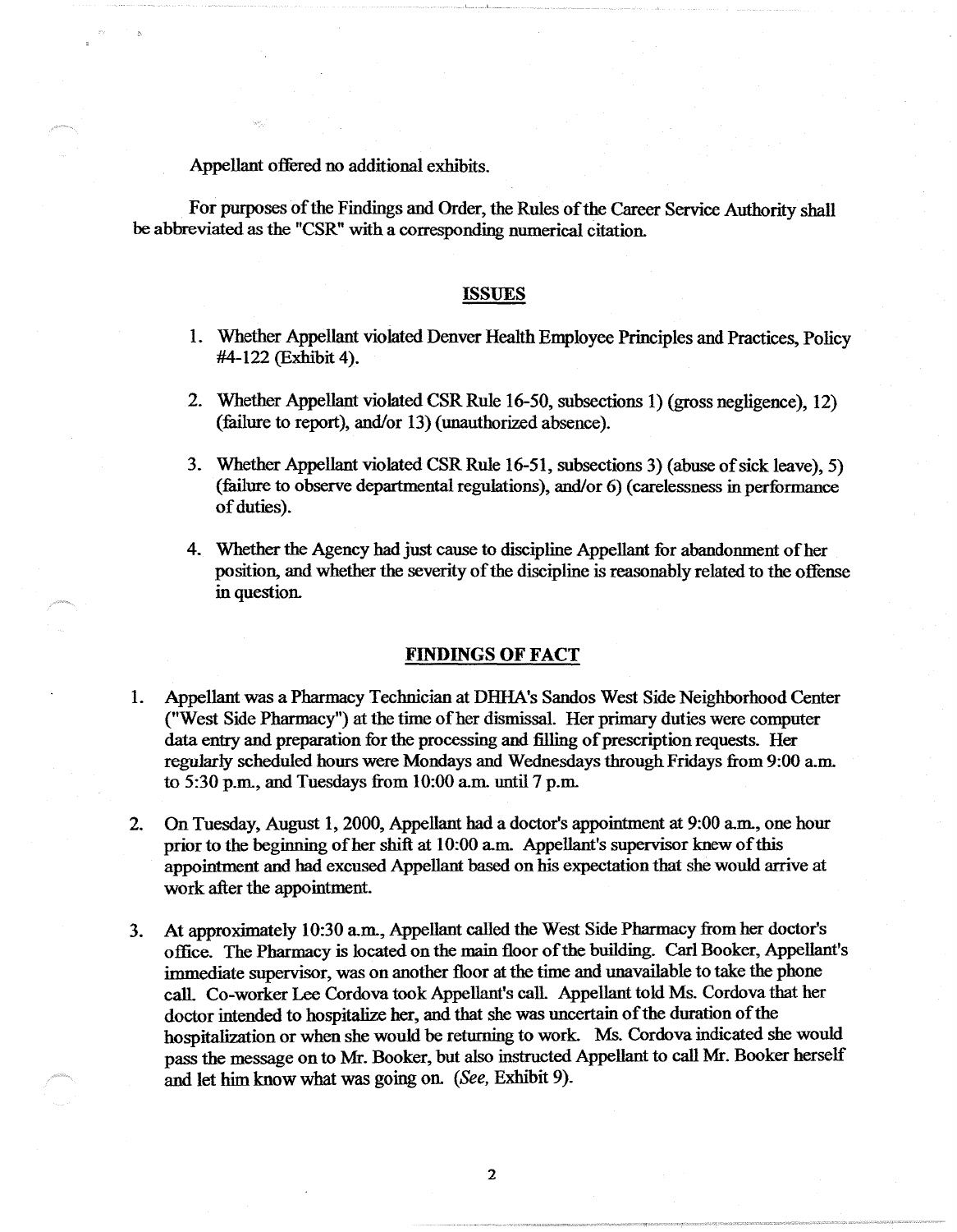Appellant offered no additional exhibits.

For purposes of the Findings and Order, the Rules of the Career Service Authority shall be abbreviated as the "CSR" with a corresponding numerical citation.

## ISSUES

1. Whether Appellant violated Denver Health Employee Principles and Practices, Policy #4-122 (Exhibit 4).

2. Whether Appellant violated CSR Rule 16-50, subsections 1) (gross negligence), 12) (failure to report), and/or 13) (unauthorized absence).

3. Whether Appellant violated CSR Rule 16-51, subsections 3) (abuse of sick leave), 5) (failure to observe departmental regulations), and/or 6) (carelessness in performance of duties).

4. Whether the Agency had just cause to discipline Appellant for abandonment of her position, and whether the severity of the discipline is reasonably related to the offense in question.

## FINDINGS OF FACT

1. Appellant was a Pharmacy Technician at DHHA's Sandos West Side Neighborhood Center ("West Side Pharmacy") at the time of her dismissal. Her primary duties were computer data entry and preparation for the processing and filling of prescription requests. Her regularly scheduled hours were Mondays and Wednesdays through Fridays from 9:00 a.m. to 5:30 p.m., and Tuesdays from 10:00 a.m. until 7 p.m.

2. On Tuesday, August 1, 2000, Appellant had a doctor's appointment at 9:00 a.m., one hour prior to the beginning of her shift at 10:00 a.m. Appellant's supervisor knew of this appointment and had excused Appellant based on his expectation that she would arrive at work after the appointment.

3. At approximately 10:30 a.m., Appellant called the West Side Pharmacy from her doctor's office. The Pharmacy is located on the main floor of the building. Carl Booker, Appellant's immediate supervisor, was on another floor at the time and unavailable to take the phone call. Co-worker Lee Cordova took Appellant's call. Appellant told Ms. Cordova that her doctor intended to hospitalize her, and that she was uncertain of the duration of the hospitalization or when she would be returning to work. Ms. Cordova indicated she would pass the message on to Mr. Booker, but also instructed Appellant to call Mr. Booker herself and let him know what was going on. (*See*, Exhibit 9).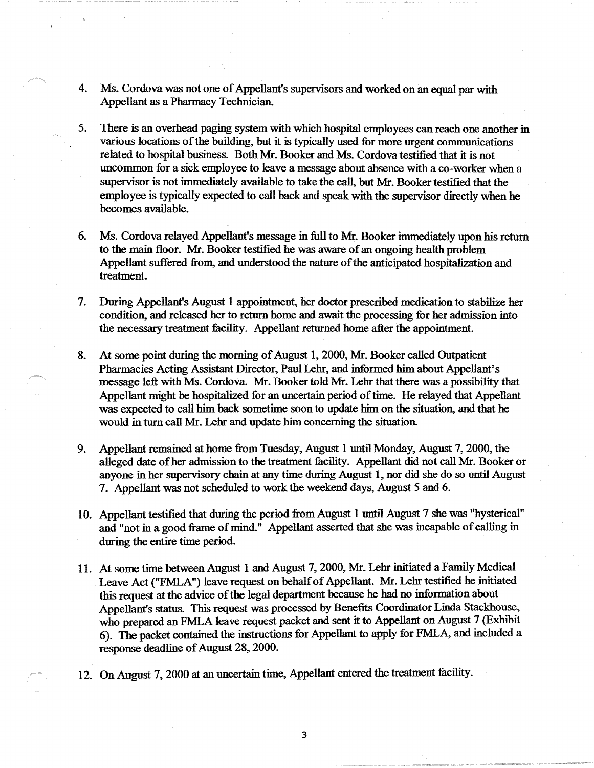4. Ms. Cordova was not one of Appellant's supervisors and worked on an equal par with Appellant as a Pharmacy Technician.

5. There is an overhead paging system with which hospital employees can reach one another in various locations of the building, but it is typically used for more urgent communications related to hospital business. Both Mr. Booker and Ms. Cordova testified that it is not uncommon for a sick employee to leave a message about absence with a co-worker when a supervisor is not immediately available to take the call, but Mr. Booker testified that the employee is typically expected to call back and speak with the supervisor directly when he becomes available.

6. Ms. Cordova relayed Appellant's message in full to Mr. Booker immediately upon his return to the main floor. Mr. Booker testified he was aware of an ongoing health problem Appellant suffered from, and understood the nature of the anticipated hospitalization and treatment.

7. During Appellant's August 1 appointment, her doctor prescribed medication to stabilize her condition, and released her to return home and await the processing for her admission into the necessary treatment facility. Appellant returned home after the appointment.

8. At some point during the morning of August 1, 2000, Mr. Booker called Outpatient Pharmacies Acting Assistant Director, Paul Lehr, and informed him about Appellant's message left with Ms. Cordova. Mr. Booker told Mr. Lehr that there was a possibility that Appellant might be hospitalized for an uncertain period of time. He relayed that Appellant was expected to call him back sometime soon to update him on the situation, and that he would in turn call Mr. Lehr and update him concerning the situation.

9. Appellant remained at home from Tuesday, August 1 until Monday, August 7, 2000, the alleged date of her admission to the treatment facility. Appellant did not call Mr. Booker or anyone in her supervisory chain at any time during August 1, nor did she do so until August 7. Appellant was not scheduled to work the weekend days, August 5 and 6.

10. Appellant testified that during the period from August 1 until August 7 she was "hysterical" and "not in a good frame of mind." Appellant asserted that she was incapable of calling in during the entire time period.

11. At some time between August 1 and August 7, 2000, Mr. Lehr initiated a Family Medical Leave Act ("FMLA") leave request on behalf of Appellant. Mr. Lehr testified he initiated this request at the advice of the legal department because he had no information about Appellant's status. This request was processed by Benefits Coordinator Linda Stackhouse, who prepared an FMLA leave request packet and sent it to Appellant on August 7 (Exhibit 6). The packet contained the instructions for Appellant to apply for FMLA, and included a response deadline of August 28, 2000.

12. On August 7, 2000 at an uncertain time, Appellant entered the treatment facility.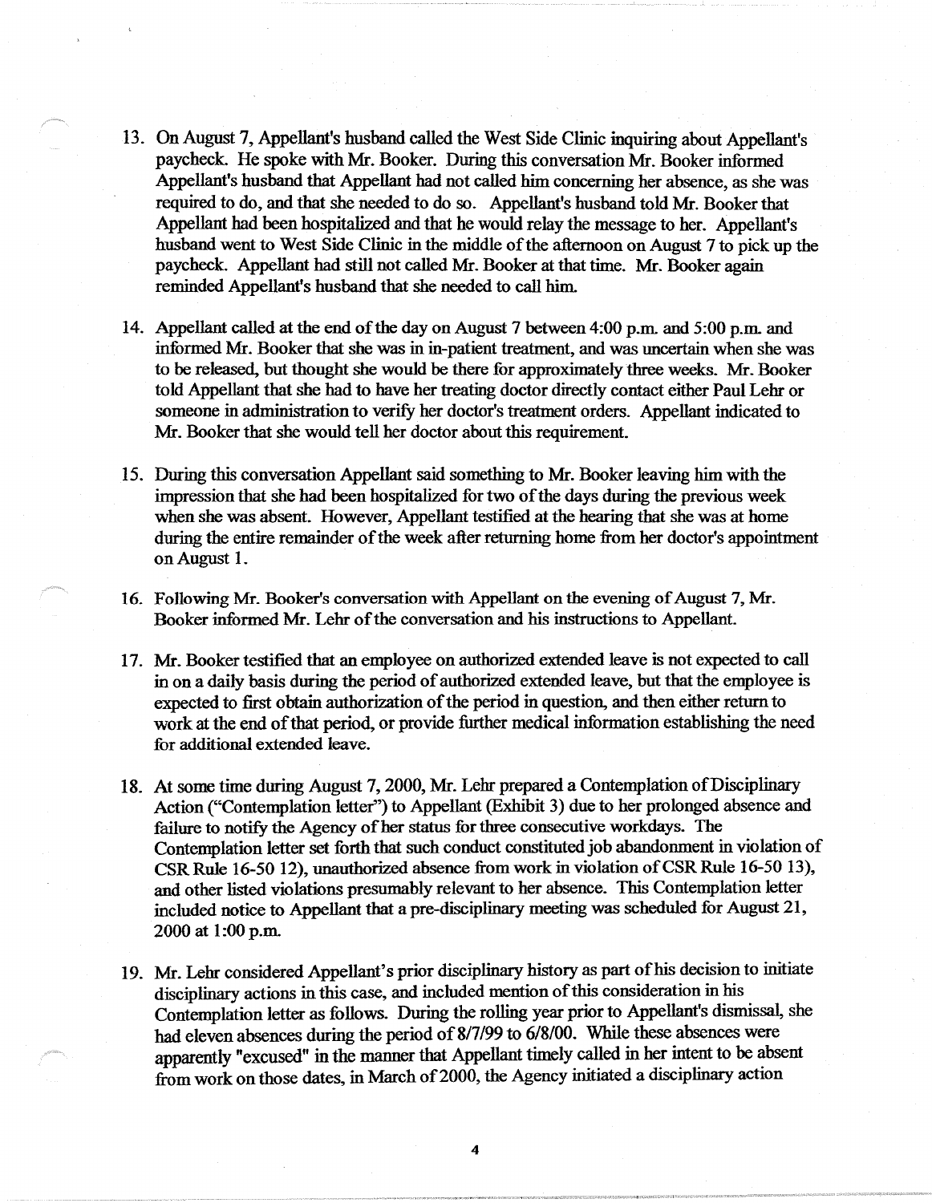13. On August 7, Appellant's husband called the West Side Clinic inquiring about Appellant's paycheck. He spoke with Mr. Booker. During this conversation Mr. Booker informed Appellant's husband that Appellant had not called him concerning her absence, as she was required to do, and that she needed to do so. Appellant's husband told Mr. Booker that Appellant had been hospitalized and that he would relay the message to her. Appellant's husband went to West Side Clinic in the middle of the afternoon on August 7 to pick up the paycheck. Appellant had still not called Mr. Booker at that time. Mr. Booker again reminded Appellant's husband that she needed to call him.

14. Appellant called at the end of the day on August 7 between 4:00 p.m. and 5:00 p.m. and informed Mr. Booker that she was in in-patient treatment, and was uncertain when she was to be released, but thought she would be there for approximately three weeks. Mr. Booker told Appellant that she had to have her treating doctor directly contact either Paul Lehr or someone in administration to verify her doctor's treatment orders. Appellant indicated to Mr. Booker that she would tell her doctor about this requirement.

15. During this conversation Appellant said something to Mr. Booker leaving him with the impression that she had been hospitalized for two of the days during the previous week when she was absent. However, Appellant testified at the hearing that she was at home during the entire remainder of the week after returning home from her doctor's appointment on August 1.

16. Following Mr. Booker's conversation with Appellant on the evening of August 7, Mr. Booker informed Mr. Lehr of the conversation and his instructions to Appellant.

17. Mr. Booker testified that an employee on authorized extended leave is not expected to call in on a daily basis during the period of authorized extended leave, but that the employee is expected to first obtain authorization of the period in question, and then either return to work at the end of that period, or provide further medical information establishing the need for additional extended leave.

18. At some time during August 7, 2000, Mr. Lehr prepared a Contemplation of Disciplinary Action ("Contemplation letter") to Appellant (Exhibit 3) due to her prolonged absence and failure to notify the Agency of her status for three consecutive workdays. The Contemplation letter set forth that such conduct constituted job abandonment in violation of CSR Rule 16-50 12), unauthorized absence from work in violation of CSR Rule 16-50 13), and other listed violations presumably relevant to her absence. This Contemplation letter included notice to Appellant that a pre-disciplinary meeting was scheduled for August 21, 2000 at 1:00 p.m.

19. Mr. Lehr considered Appellant's prior disciplinary history as part of his decision to initiate disciplinary actions in this case, and included mention of this consideration in his Contemplation letter as follows. During the rolling year prior to Appellant's dismissal, she had eleven absences during the period of 8/7/99 to 6/8/00. While these absences were apparently "excused" in the manner that Appellant timely called in her intent to be absent from work on those dates, in March of 2000, the Agency initiated a disciplinary action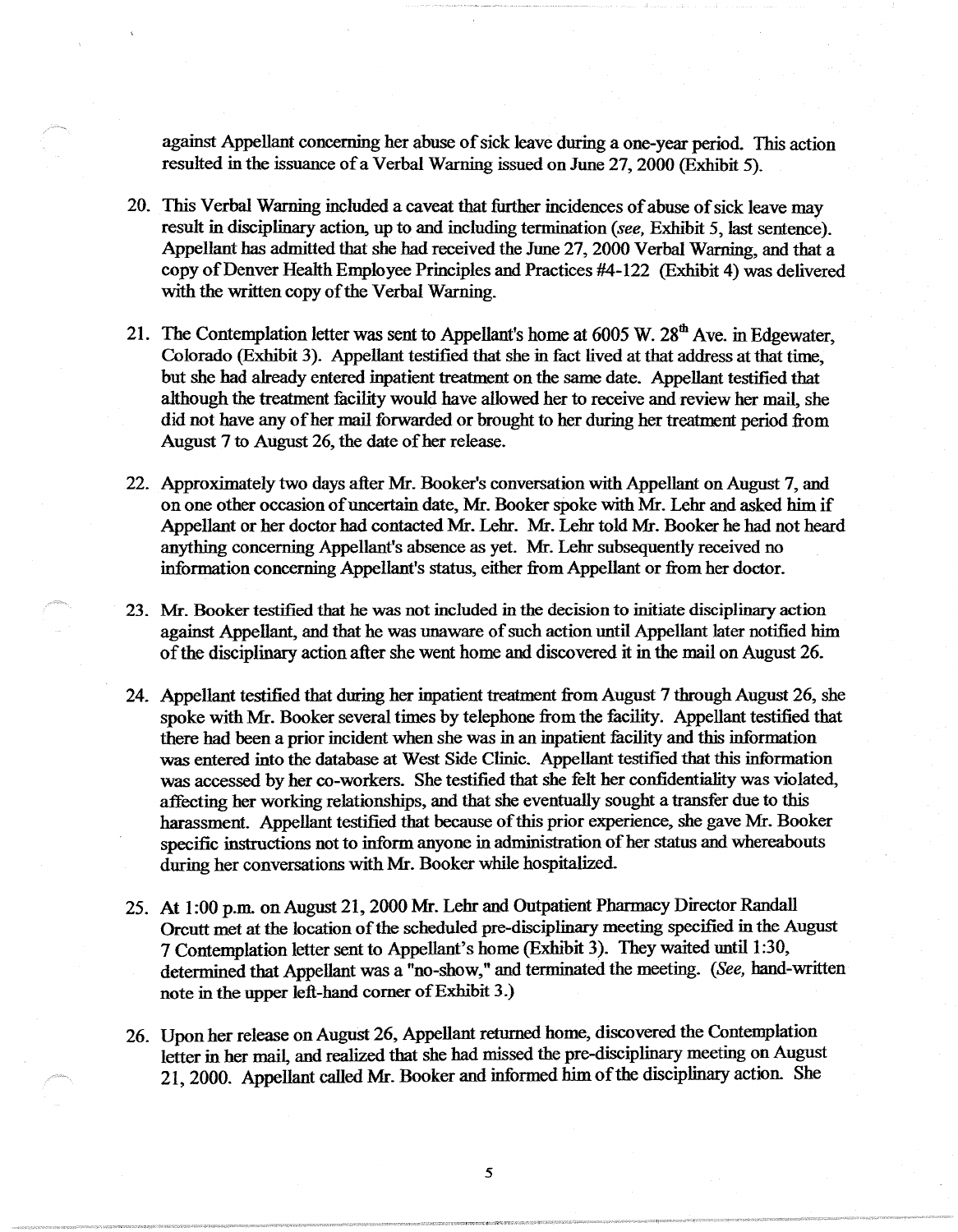against Appellant concerning her abuse of sick leave during a one-year period. This action resulted in the issuance of a Verbal Warning issued on June 27, 2000 (Exhibit 5).

20. This Verbal Warning included a caveat that further incidences of abuse of sick leave may result in disciplinary action, up to and including termination (*see*, Exhibit 5, last sentence). Appellant has admitted that she had received the June 27, 2000 Verbal Warning, and that a copy of Denver Health Employee Principles and Practices #4-122 (Exhibit 4) was delivered with the written copy of the Verbal Warning.

21. The Contemplation letter was sent to Appellant's home at 6005 W. 28th Ave. in Edgewater, Colorado (Exhibit 3). Appellant testified that she in fact lived at that address at that time, but she had already entered inpatient treatment on the same date. Appellant testified that although the treatment facility would have allowed her to receive and review her mail, she did not have any of her mail forwarded or brought to her during her treatment period from August 7 to August 26, the date of her release.

22. Approximately two days after Mr. Booker's conversation with Appellant on August 7, and on one other occasion of uncertain date, Mr. Booker spoke with Mr. Lehr and asked him if Appellant or her doctor had contacted Mr. Lehr. Mr. Lehr told Mr. Booker he had not heard anything concerning Appellant's absence as yet. Mr. Lehr subsequently received no information concerning Appellant's status, either from Appellant or from her doctor.

23. Mr. Booker testified that he was not included in the decision to initiate disciplinary action against Appellant, and that he was unaware of such action until Appellant later notified him of the disciplinary action after she went home and discovered it in the mail on August 26.

24. Appellant testified that during her inpatient treatment from August 7 through August 26, she spoke with Mr. Booker several times by telephone from the facility. Appellant testified that there had been a prior incident when she was in an inpatient facility and this information was entered into the database at West Side Clinic. Appellant testified that this information was accessed by her co-workers. She testified that she felt her confidentiality was violated, affecting her working relationships, and that she eventually sought a transfer due to this harassment. Appellant testified that because of this prior experience, she gave Mr. Booker specific instructions not to inform anyone in administration of her status and whereabouts during her conversations with Mr. Booker while hospitalized.

25. At 1:00 p.m. on August 21, 2000 Mr. Lehr and Outpatient Pharmacy Director Randall Orcutt met at the location of the scheduled pre-disciplinary meeting specified in the August 7 Contemplation letter sent to Appellant's home (Exhibit 3). They waited until 1:30, determined that Appellant was a "no-show," and terminated the meeting. (*See*, hand-written note in the upper left-hand corner of Exhibit 3.)

26. Upon her release on August 26, Appellant returned home, discovered the Contemplation letter in her mail, and realized that she had missed the pre-disciplinary meeting on August 21, 2000. Appellant called Mr. Booker and informed him of the disciplinary action. She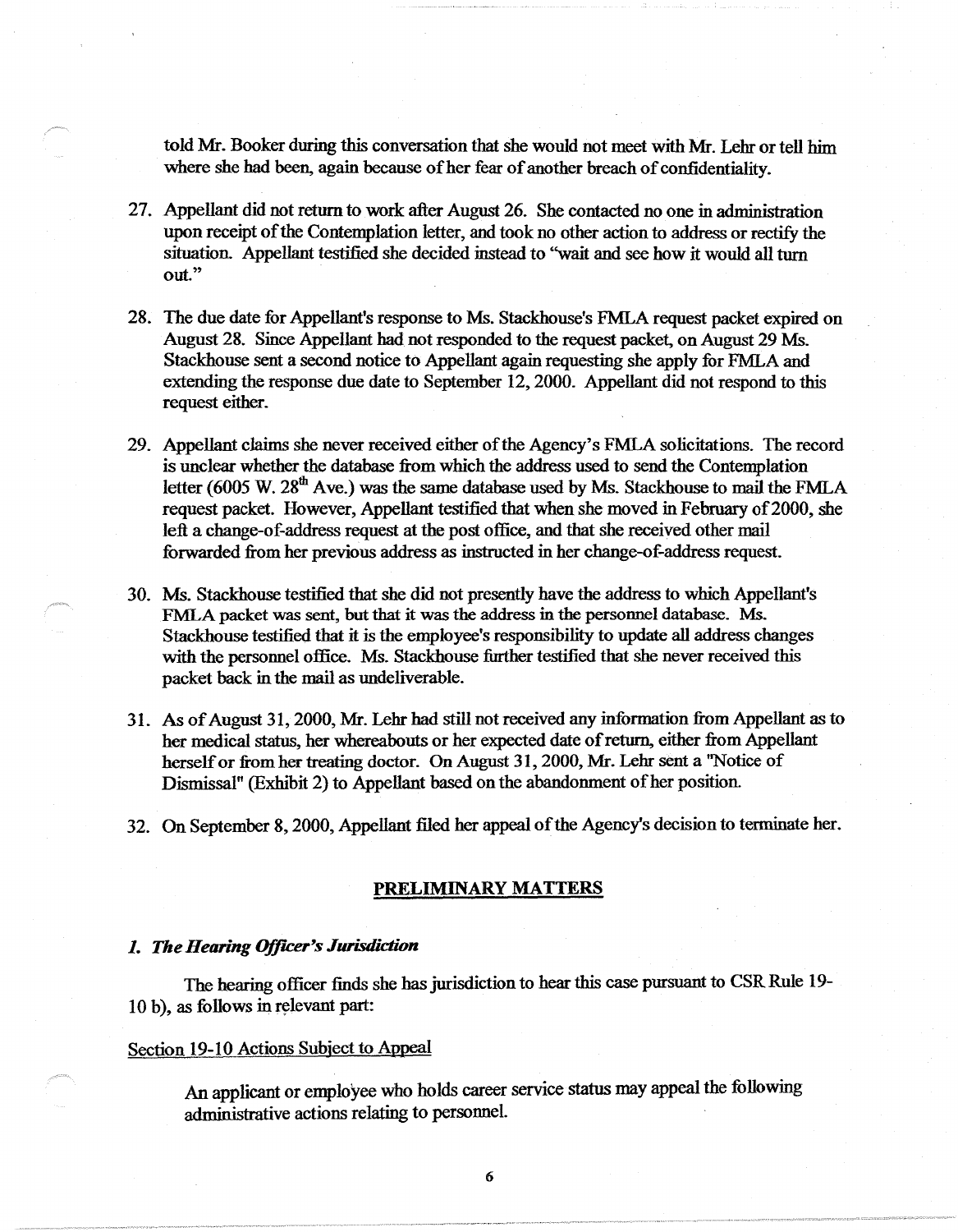told Mr. Booker during this conversation that she would not meet with Mr. Lehr or tell him where she had been, again because of her fear of another breach of confidentiality.

27. Appellant did not return to work after August 26. She contacted no one in administration upon receipt of the Contemplation letter, and took no other action to address or rectify the situation. Appellant testified she decided instead to "wait and see how it would all turn out."

28. The due date for Appellant's response to Ms. Stackhouse's FMLA request packet expired on August 28. Since Appellant had not responded to the request packet, on August 29 Ms. Stackhouse sent a second notice to Appellant again requesting she apply for FMLA and extending the response due date to September 12, 2000. Appellant did not respond to this request either.

29. Appellant claims she never received either of the Agency's FMLA solicitations. The record is unclear whether the database from which the address used to send the Contemplation letter (6005 W. 28th Ave.) was the same database used by Ms. Stackhouse to mail the FMLA request packet. However, Appellant testified that when she moved in February of 2000, she left a change-of-address request at the post office, and that she received other mail forwarded from her previous address as instructed in her change-of-address request.

30. Ms. Stackhouse testified that she did not presently have the address to which Appellant's FMLA packet was sent, but that it was the address in the personnel database. Ms. Stackhouse testified that it is the employee's responsibility to update all address changes with the personnel office. Ms. Stackhouse further testified that she never received this packet back in the mail as undeliverable.

31. As of August 31, 2000, Mr. Lehr had still not received any information from Appellant as to her medical status, her whereabouts or her expected date of return, either from Appellant herself or from her treating doctor. On August 31, 2000, Mr. Lehr sent a "Notice of Dismissal" (Exhibit 2) to Appellant based on the abandonment of her position.

32. On September 8, 2000, Appellant filed her appeal of the Agency's decision to terminate her.

## PRELIMINARY MATTERS

### *1. The Hearing Officer's Jurisdiction*

The hearing officer finds she has jurisdiction to hear this case pursuant to CSR Rule 19-10 b), as follows in relevant part:

Section 19-10 Actions Subject to Appeal

> An applicant or employee who holds career service status may appeal the following administrative actions relating to personnel.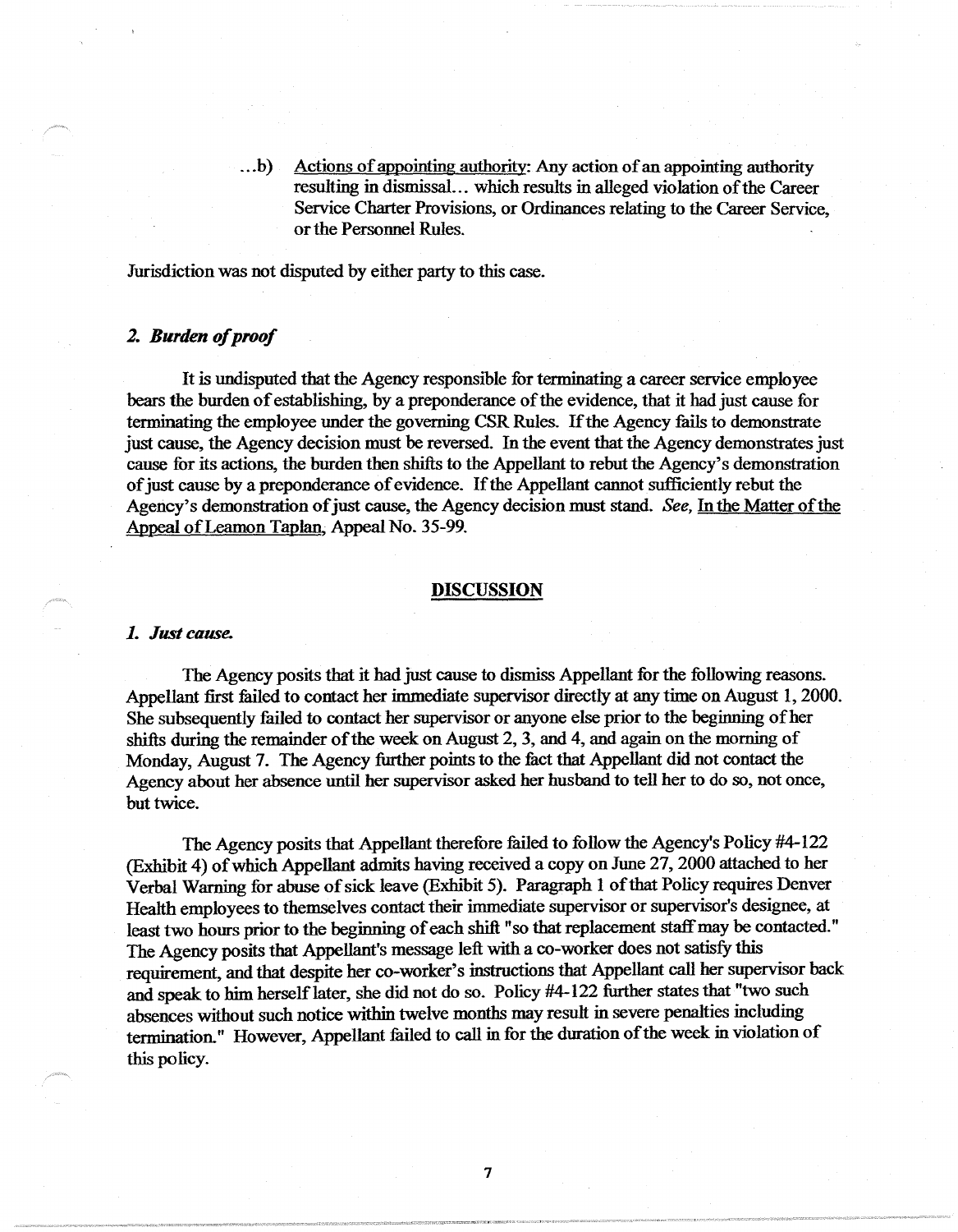...b) Actions of appointing authority: Any action of an appointing authority resulting in dismissal... which results in alleged violation of the Career Service Charter Provisions, or Ordinances relating to the Career Service, or the Personnel Rules.

Jurisdiction was not disputed by either party to this case.

### *2. Burden of proof*

It is undisputed that the Agency responsible for terminating a career service employee bears the burden of establishing, by a preponderance of the evidence, that it had just cause for terminating the employee under the governing CSR Rules. If the Agency fails to demonstrate just cause, the Agency decision must be reversed. In the event that the Agency demonstrates just cause for its actions, the burden then shifts to the Appellant to rebut the Agency's demonstration of just cause by a preponderance of evidence. If the Appellant cannot sufficiently rebut the Agency's demonstration of just cause, the Agency decision must stand. *See,* In the Matter of the Appeal of Leamon Taplan, Appeal No. 35-99.

## DISCUSSION

### *1. Just cause.*

The Agency posits that it had just cause to dismiss Appellant for the following reasons. Appellant first failed to contact her immediate supervisor directly at any time on August 1, 2000. She subsequently failed to contact her supervisor or anyone else prior to the beginning of her shifts during the remainder of the week on August 2, 3, and 4, and again on the morning of Monday, August 7. The Agency further points to the fact that Appellant did not contact the Agency about her absence until her supervisor asked her husband to tell her to do so, not once, but twice.

The Agency posits that Appellant therefore failed to follow the Agency's Policy #4-122 (Exhibit 4) of which Appellant admits having received a copy on June 27, 2000 attached to her Verbal Warning for abuse of sick leave (Exhibit 5). Paragraph 1 of that Policy requires Denver Health employees to themselves contact their immediate supervisor or supervisor's designee, at least two hours prior to the beginning of each shift "so that replacement staff may be contacted." The Agency posits that Appellant's message left with a co-worker does not satisfy this requirement, and that despite her co-worker's instructions that Appellant call her supervisor back and speak to him herself later, she did not do so. Policy #4-122 further states that "two such absences without such notice within twelve months may result in severe penalties including termination." However, Appellant failed to call in for the duration of the week in violation of this policy.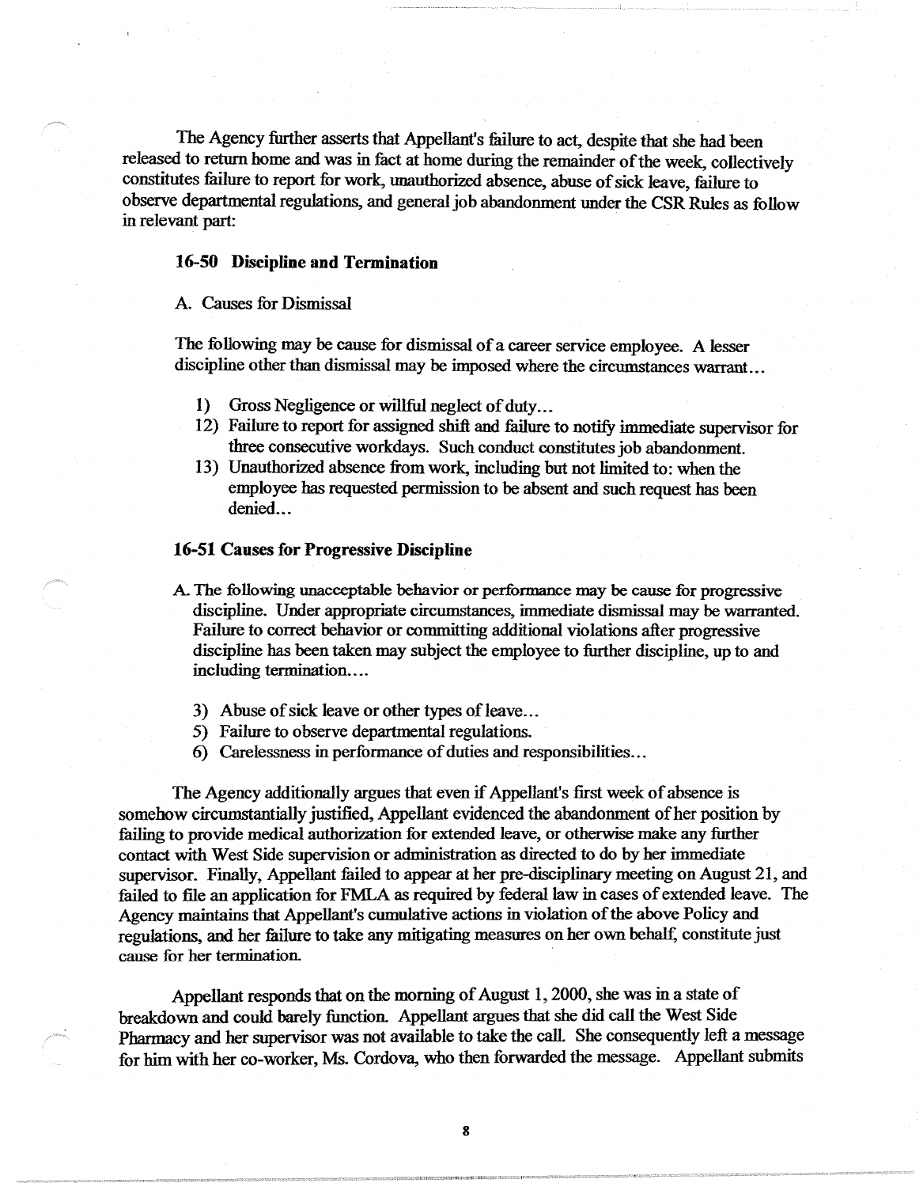The Agency further asserts that Appellant's failure to act, despite that she had been released to return home and was in fact at home during the remainder of the week, collectively constitutes failure to report for work, unauthorized absence, abuse of sick leave, failure to observe departmental regulations, and general job abandonment under the CSR Rules as follow in relevant part:

**16-50 Discipline and Termination**

A. Causes for Dismissal

The following may be cause for dismissal of a career service employee. A lesser discipline other than dismissal may be imposed where the circumstances warrant…

1) Gross Negligence or willful neglect of duty…
12) Failure to report for assigned shift and failure to notify immediate supervisor for three consecutive workdays. Such conduct constitutes job abandonment.
13) Unauthorized absence from work, including but not limited to: when the employee has requested permission to be absent and such request has been denied…

**16-51 Causes for Progressive Discipline**

A. The following unacceptable behavior or performance may be cause for progressive discipline. Under appropriate circumstances, immediate dismissal may be warranted. Failure to correct behavior or committing additional violations after progressive discipline has been taken may subject the employee to further discipline, up to and including termination….

3) Abuse of sick leave or other types of leave…
5) Failure to observe departmental regulations.
6) Carelessness in performance of duties and responsibilities…

The Agency additionally argues that even if Appellant's first week of absence is somehow circumstantially justified, Appellant evidenced the abandonment of her position by failing to provide medical authorization for extended leave, or otherwise make any further contact with West Side supervision or administration as directed to do by her immediate supervisor. Finally, Appellant failed to appear at her pre-disciplinary meeting on August 21, and failed to file an application for FMLA as required by federal law in cases of extended leave. The Agency maintains that Appellant's cumulative actions in violation of the above Policy and regulations, and her failure to take any mitigating measures on her own behalf, constitute just cause for her termination.

Appellant responds that on the morning of August 1, 2000, she was in a state of breakdown and could barely function. Appellant argues that she did call the West Side Pharmacy and her supervisor was not available to take the call. She consequently left a message for him with her co-worker, Ms. Cordova, who then forwarded the message. Appellant submits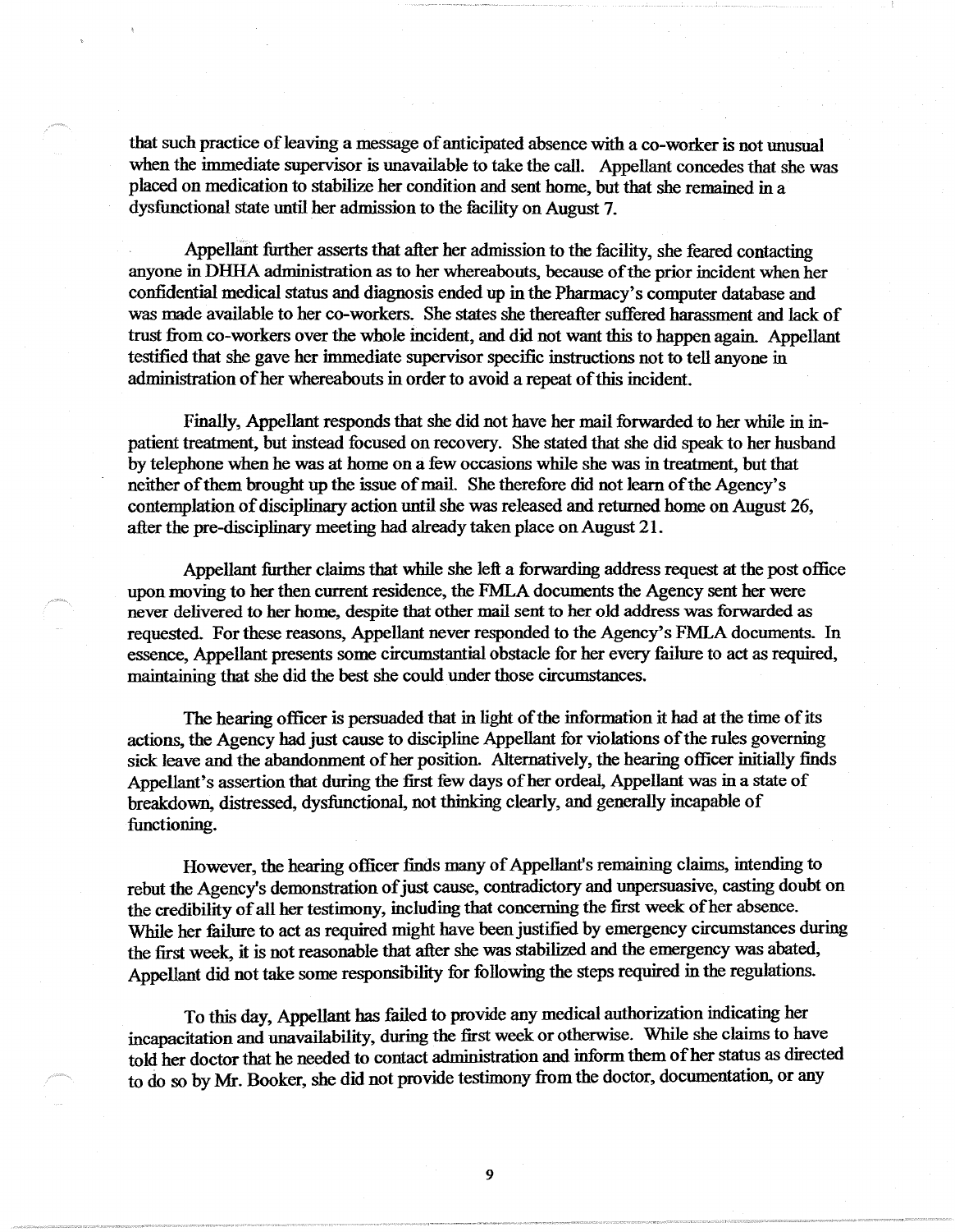that such practice of leaving a message of anticipated absence with a co-worker is not unusual when the immediate supervisor is unavailable to take the call. Appellant concedes that she was placed on medication to stabilize her condition and sent home, but that she remained in a dysfunctional state until her admission to the facility on August 7.

Appellant further asserts that after her admission to the facility, she feared contacting anyone in DHHA administration as to her whereabouts, because of the prior incident when her confidential medical status and diagnosis ended up in the Pharmacy's computer database and was made available to her co-workers. She states she thereafter suffered harassment and lack of trust from co-workers over the whole incident, and did not want this to happen again. Appellant testified that she gave her immediate supervisor specific instructions not to tell anyone in administration of her whereabouts in order to avoid a repeat of this incident.

Finally, Appellant responds that she did not have her mail forwarded to her while in in-patient treatment, but instead focused on recovery. She stated that she did speak to her husband by telephone when he was at home on a few occasions while she was in treatment, but that neither of them brought up the issue of mail. She therefore did not learn of the Agency's contemplation of disciplinary action until she was released and returned home on August 26, after the pre-disciplinary meeting had already taken place on August 21.

Appellant further claims that while she left a forwarding address request at the post office upon moving to her then current residence, the FMLA documents the Agency sent her were never delivered to her home, despite that other mail sent to her old address was forwarded as requested. For these reasons, Appellant never responded to the Agency's FMLA documents. In essence, Appellant presents some circumstantial obstacle for her every failure to act as required, maintaining that she did the best she could under those circumstances.

The hearing officer is persuaded that in light of the information it had at the time of its actions, the Agency had just cause to discipline Appellant for violations of the rules governing sick leave and the abandonment of her position. Alternatively, the hearing officer initially finds Appellant's assertion that during the first few days of her ordeal, Appellant was in a state of breakdown, distressed, dysfunctional, not thinking clearly, and generally incapable of functioning.

However, the hearing officer finds many of Appellant's remaining claims, intending to rebut the Agency's demonstration of just cause, contradictory and unpersuasive, casting doubt on the credibility of all her testimony, including that concerning the first week of her absence. While her failure to act as required might have been justified by emergency circumstances during the first week, it is not reasonable that after she was stabilized and the emergency was abated, Appellant did not take some responsibility for following the steps required in the regulations.

To this day, Appellant has failed to provide any medical authorization indicating her incapacitation and unavailability, during the first week or otherwise. While she claims to have told her doctor that he needed to contact administration and inform them of her status as directed to do so by Mr. Booker, she did not provide testimony from the doctor, documentation, or any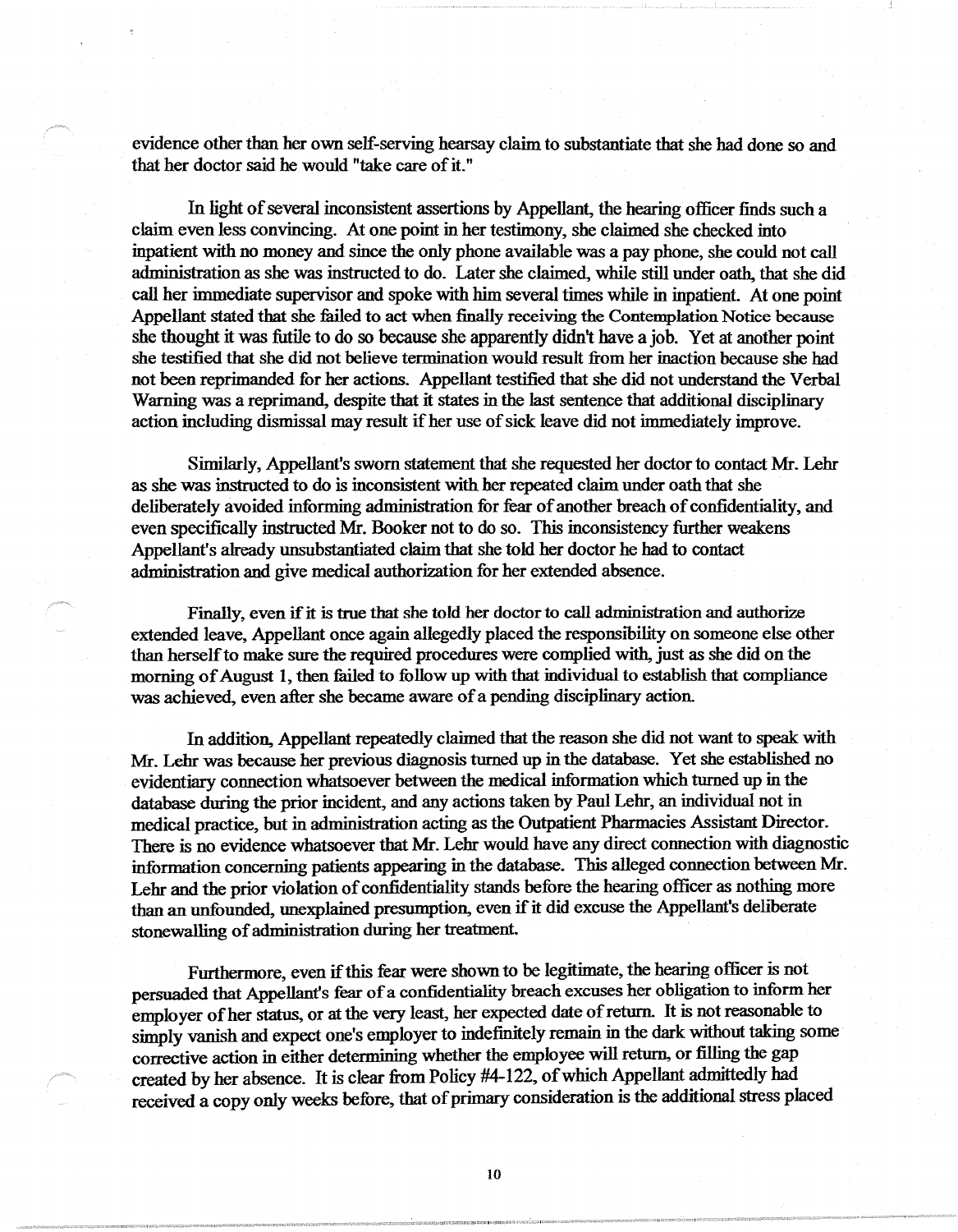evidence other than her own self-serving hearsay claim to substantiate that she had done so and that her doctor said he would "take care of it."

In light of several inconsistent assertions by Appellant, the hearing officer finds such a claim even less convincing. At one point in her testimony, she claimed she checked into inpatient with no money and since the only phone available was a pay phone, she could not call administration as she was instructed to do. Later she claimed, while still under oath, that she did call her immediate supervisor and spoke with him several times while in inpatient. At one point Appellant stated that she failed to act when finally receiving the Contemplation Notice because she thought it was futile to do so because she apparently didn't have a job. Yet at another point she testified that she did not believe termination would result from her inaction because she had not been reprimanded for her actions. Appellant testified that she did not understand the Verbal Warning was a reprimand, despite that it states in the last sentence that additional disciplinary action including dismissal may result if her use of sick leave did not immediately improve.

Similarly, Appellant's sworn statement that she requested her doctor to contact Mr. Lehr as she was instructed to do is inconsistent with her repeated claim under oath that she deliberately avoided informing administration for fear of another breach of confidentiality, and even specifically instructed Mr. Booker not to do so. This inconsistency further weakens Appellant's already unsubstantiated claim that she told her doctor he had to contact administration and give medical authorization for her extended absence.

Finally, even if it is true that she told her doctor to call administration and authorize extended leave, Appellant once again allegedly placed the responsibility on someone else other than herself to make sure the required procedures were complied with, just as she did on the morning of August 1, then failed to follow up with that individual to establish that compliance was achieved, even after she became aware of a pending disciplinary action.

In addition, Appellant repeatedly claimed that the reason she did not want to speak with Mr. Lehr was because her previous diagnosis turned up in the database. Yet she established no evidentiary connection whatsoever between the medical information which turned up in the database during the prior incident, and any actions taken by Paul Lehr, an individual not in medical practice, but in administration acting as the Outpatient Pharmacies Assistant Director. There is no evidence whatsoever that Mr. Lehr would have any direct connection with diagnostic information concerning patients appearing in the database. This alleged connection between Mr. Lehr and the prior violation of confidentiality stands before the hearing officer as nothing more than an unfounded, unexplained presumption, even if it did excuse the Appellant's deliberate stonewalling of administration during her treatment.

Furthermore, even if this fear were shown to be legitimate, the hearing officer is not persuaded that Appellant's fear of a confidentiality breach excuses her obligation to inform her employer of her status, or at the very least, her expected date of return. It is not reasonable to simply vanish and expect one's employer to indefinitely remain in the dark without taking some corrective action in either determining whether the employee will return, or filling the gap created by her absence. It is clear from Policy #4-122, of which Appellant admittedly had received a copy only weeks before, that of primary consideration is the additional stress placed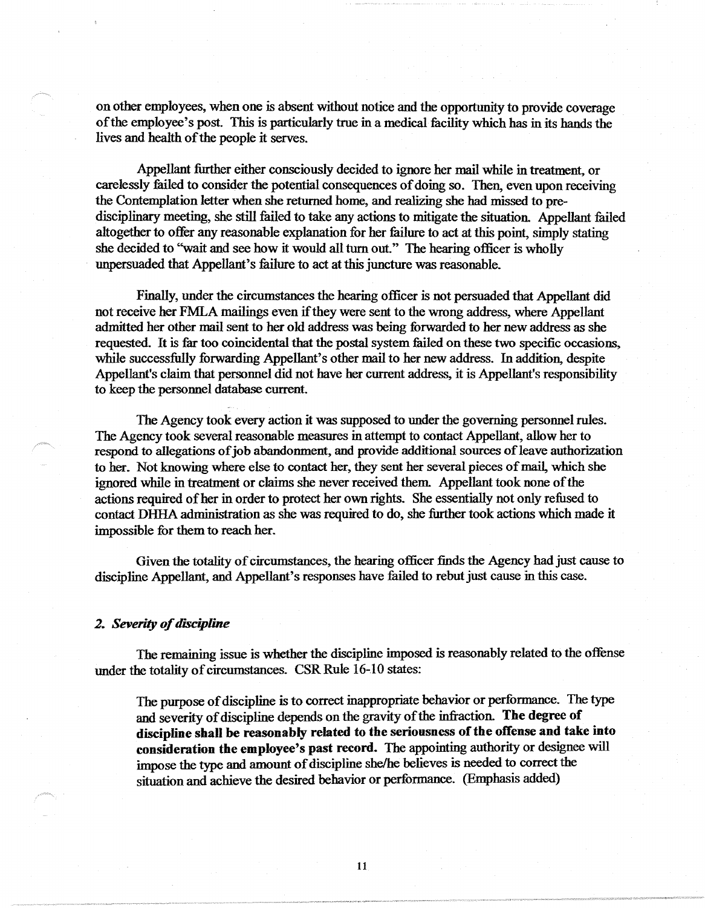on other employees, when one is absent without notice and the opportunity to provide coverage of the employee's post. This is particularly true in a medical facility which has in its hands the lives and health of the people it serves.

Appellant further either consciously decided to ignore her mail while in treatment, or carelessly failed to consider the potential consequences of doing so. Then, even upon receiving the Contemplation letter when she returned home, and realizing she had missed to pre-disciplinary meeting, she still failed to take any actions to mitigate the situation. Appellant failed altogether to offer any reasonable explanation for her failure to act at this point, simply stating she decided to "wait and see how it would all turn out." The hearing officer is wholly unpersuaded that Appellant's failure to act at this juncture was reasonable.

Finally, under the circumstances the hearing officer is not persuaded that Appellant did not receive her FMLA mailings even if they were sent to the wrong address, where Appellant admitted her other mail sent to her old address was being forwarded to her new address as she requested. It is far too coincidental that the postal system failed on these two specific occasions, while successfully forwarding Appellant's other mail to her new address. In addition, despite Appellant's claim that personnel did not have her current address, it is Appellant's responsibility to keep the personnel database current.

The Agency took every action it was supposed to under the governing personnel rules. The Agency took several reasonable measures in attempt to contact Appellant, allow her to respond to allegations of job abandonment, and provide additional sources of leave authorization to her. Not knowing where else to contact her, they sent her several pieces of mail, which she ignored while in treatment or claims she never received them. Appellant took none of the actions required of her in order to protect her own rights. She essentially not only refused to contact DHHA administration as she was required to do, she further took actions which made it impossible for them to reach her.

Given the totality of circumstances, the hearing officer finds the Agency had just cause to discipline Appellant, and Appellant's responses have failed to rebut just cause in this case.

### *2. Severity of discipline*

The remaining issue is whether the discipline imposed is reasonably related to the offense under the totality of circumstances. CSR Rule 16-10 states:

> The purpose of discipline is to correct inappropriate behavior or performance. The type and severity of discipline depends on the gravity of the infraction. **The degree of discipline shall be reasonably related to the seriousness of the offense and take into consideration the employee's past record.** The appointing authority or designee will impose the type and amount of discipline she/he believes is needed to correct the situation and achieve the desired behavior or performance. (Emphasis added)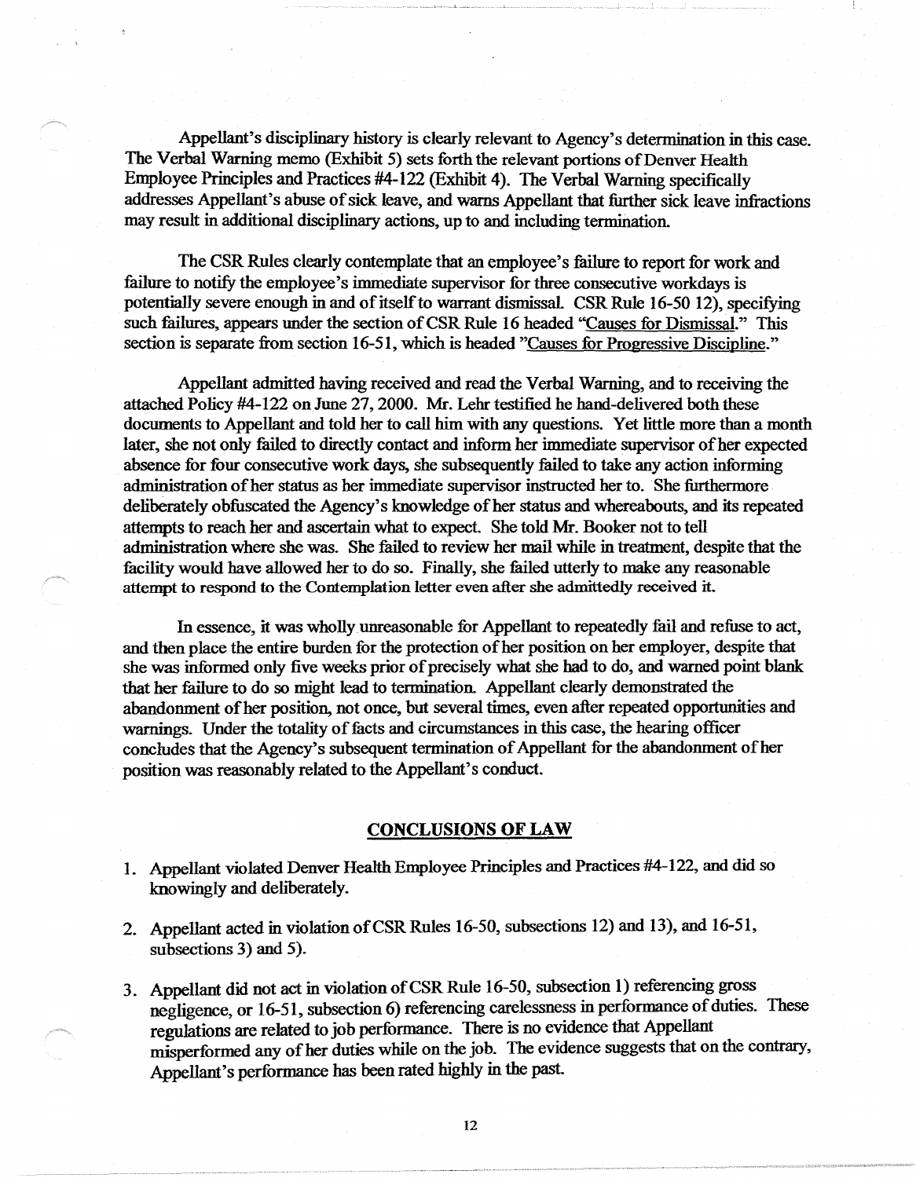Appellant's disciplinary history is clearly relevant to Agency's determination in this case. The Verbal Warning memo (Exhibit 5) sets forth the relevant portions of Denver Health Employee Principles and Practices #4-122 (Exhibit 4). The Verbal Warning specifically addresses Appellant's abuse of sick leave, and warns Appellant that further sick leave infractions may result in additional disciplinary actions, up to and including termination.

The CSR Rules clearly contemplate that an employee's failure to report for work and failure to notify the employee's immediate supervisor for three consecutive workdays is potentially severe enough in and of itself to warrant dismissal. CSR Rule 16-50 12), specifying such failures, appears under the section of CSR Rule 16 headed "Causes for Dismissal." This section is separate from section 16-51, which is headed "Causes for Progressive Discipline."

Appellant admitted having received and read the Verbal Warning, and to receiving the attached Policy #4-122 on June 27, 2000. Mr. Lehr testified he hand-delivered both these documents to Appellant and told her to call him with any questions. Yet little more than a month later, she not only failed to directly contact and inform her immediate supervisor of her expected absence for four consecutive work days, she subsequently failed to take any action informing administration of her status as her immediate supervisor instructed her to. She furthermore deliberately obfuscated the Agency's knowledge of her status and whereabouts, and its repeated attempts to reach her and ascertain what to expect. She told Mr. Booker not to tell administration where she was. She failed to review her mail while in treatment, despite that the facility would have allowed her to do so. Finally, she failed utterly to make any reasonable attempt to respond to the Contemplation letter even after she admittedly received it.

In essence, it was wholly unreasonable for Appellant to repeatedly fail and refuse to act, and then place the entire burden for the protection of her position on her employer, despite that she was informed only five weeks prior of precisely what she had to do, and warned point blank that her failure to do so might lead to termination. Appellant clearly demonstrated the abandonment of her position, not once, but several times, even after repeated opportunities and warnings. Under the totality of facts and circumstances in this case, the hearing officer concludes that the Agency's subsequent termination of Appellant for the abandonment of her position was reasonably related to the Appellant's conduct.

## CONCLUSIONS OF LAW

1. Appellant violated Denver Health Employee Principles and Practices #4-122, and did so knowingly and deliberately.

2. Appellant acted in violation of CSR Rules 16-50, subsections 12) and 13), and 16-51, subsections 3) and 5).

3. Appellant did not act in violation of CSR Rule 16-50, subsection 1) referencing gross negligence, or 16-51, subsection 6) referencing carelessness in performance of duties. These regulations are related to job performance. There is no evidence that Appellant misperformed any of her duties while on the job. The evidence suggests that on the contrary, Appellant's performance has been rated highly in the past.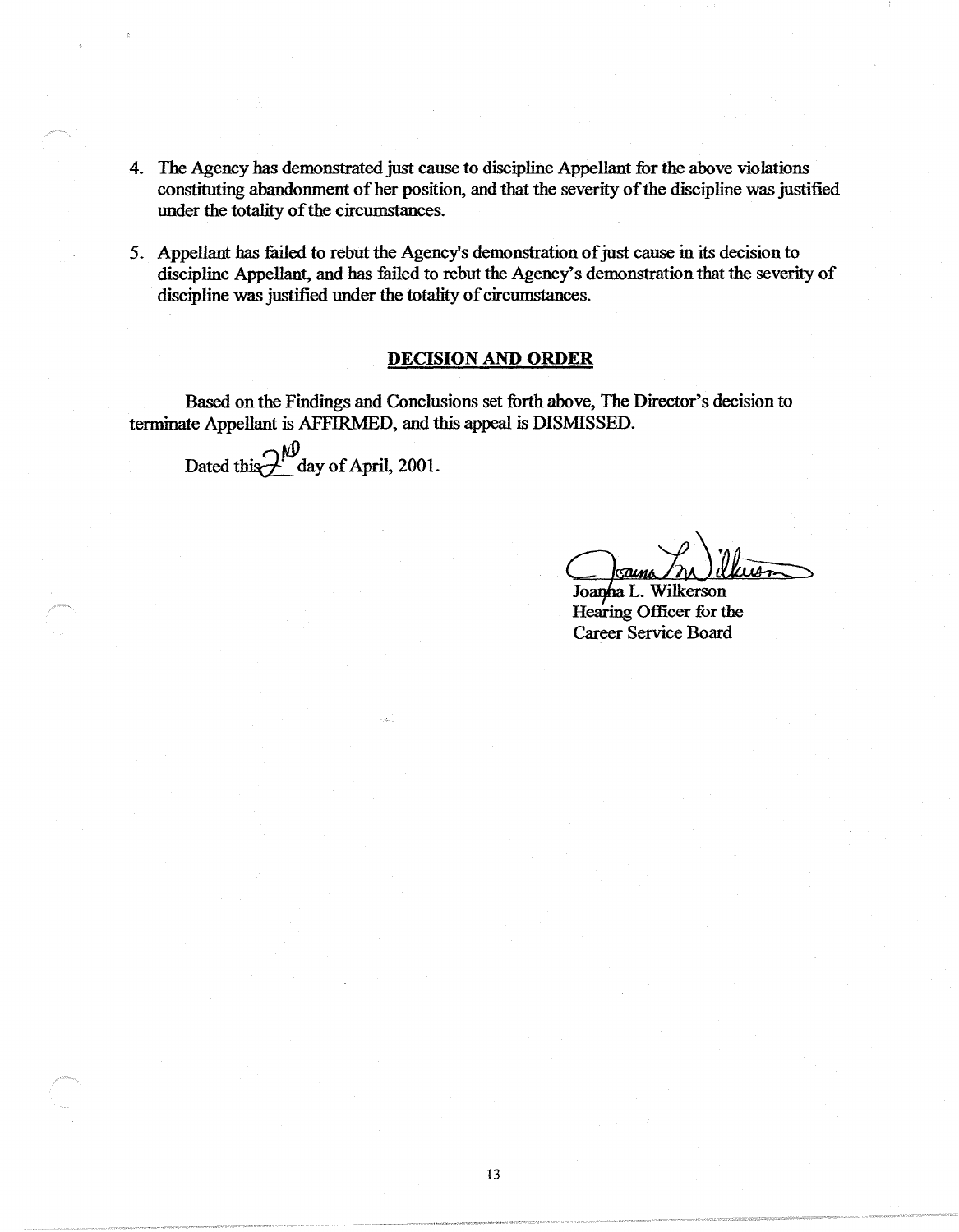4. The Agency has demonstrated just cause to discipline Appellant for the above violations constituting abandonment of her position, and that the severity of the discipline was justified under the totality of the circumstances.

5. Appellant has failed to rebut the Agency's demonstration of just cause in its decision to discipline Appellant, and has failed to rebut the Agency's demonstration that the severity of discipline was justified under the totality of circumstances.

**DECISION AND ORDER**

Based on the Findings and Conclusions set forth above, The Director's decision to terminate Appellant is AFFIRMED, and this appeal is DISMISSED.

Dated this 2ND day of April, 2001.

Joanna L. Wilkerson
Hearing Officer for the
Career Service Board